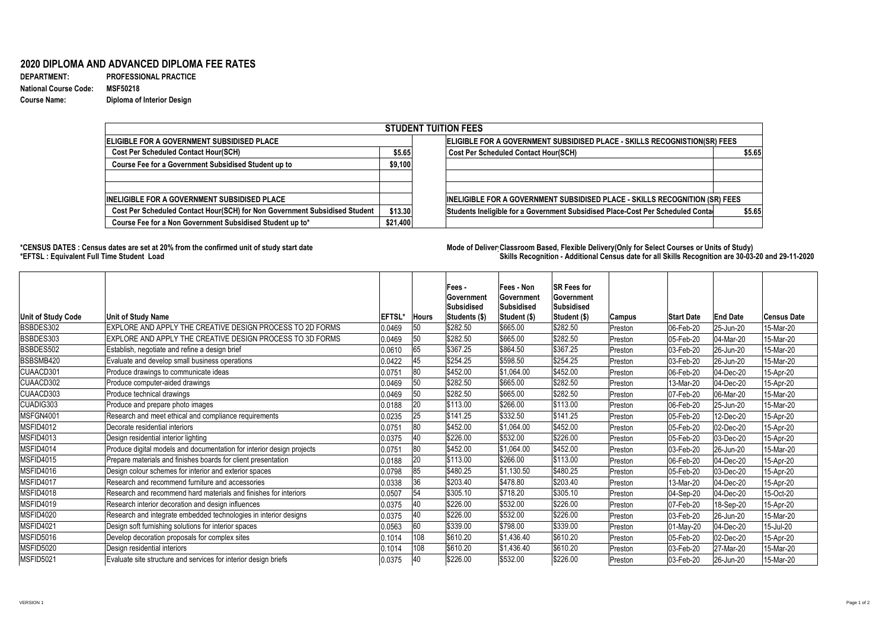# 2020 DIPLOMA AND ADVANCED DIPLOMA FEE RATES

**DEPARTMENT:** PROFESSIONAL PRACTICE
**National Course Code:** MSF50218
**Course Name:** Diploma of Interior Design

| STUDENT TUITION FEES | | | |
|---|---|---|---|
| **ELIGIBLE FOR A GOVERNMENT SUBSIDISED PLACE** | | **ELIGIBLE FOR A GOVERNMENT SUBSIDISED PLACE - SKILLS RECOGNITION(SR) FEES** | |
| Cost Per Scheduled Contact Hour(SCH) | $5.65 | Cost Per Scheduled Contact Hour(SCH) | $5.65 |
| Course Fee for a Government Subsidised Student up to | $9,100 | | |
| | | | |
| | | | |
| **INELIGIBLE FOR A GOVERNMENT SUBSIDISED PLACE** | | **INELIGIBLE FOR A GOVERNMENT SUBSIDISED PLACE - SKILLS RECOGNITION (SR) FEES** | |
| Cost Per Scheduled Contact Hour(SCH) for Non Government Subsidised Student | $13.30 | Students Ineligible for a Government Subsidised Place-Cost Per Scheduled Conta | $5.65 |
| Course Fee for a Non Government Subsidised Student up to* | $21,400 | | |

**\*CENSUS DATES : Census dates are set at 20% from the confirmed unit of study start date**
**\*EFTSL : Equivalent Full Time Student Load**

**Mode of Delivery: Classroom Based, Flexible Delivery(Only for Select Courses or Units of Study)**
**Skills Recognition - Additional Census date for all Skills Recognition are 30-03-20 and 29-11-2020**

| Unit of Study Code | Unit of Study Name | EFTSL* | Hours | Fees - Government Subsidised Students ($) | Fees - Non Government Subsidised Student ($) | SR Fees for Government Subsidised Student ($) | Campus | Start Date | End Date | Census Date |
|---|---|---|---|---|---|---|---|---|---|---|
| BSBDES302 | EXPLORE AND APPLY THE CREATIVE DESIGN PROCESS TO 2D FORMS | 0.0469 | 50 | $282.50 | $665.00 | $282.50 | Preston | 06-Feb-20 | 25-Jun-20 | 15-Mar-20 |
| BSBDES303 | EXPLORE AND APPLY THE CREATIVE DESIGN PROCESS TO 3D FORMS | 0.0469 | 50 | $282.50 | $665.00 | $282.50 | Preston | 05-Feb-20 | 04-Mar-20 | 15-Mar-20 |
| BSBDES502 | Establish, negotiate and refine a design brief | 0.0610 | 65 | $367.25 | $864.50 | $367.25 | Preston | 03-Feb-20 | 26-Jun-20 | 15-Mar-20 |
| BSBSMB420 | Evaluate and develop small business operations | 0.0422 | 45 | $254.25 | $598.50 | $254.25 | Preston | 03-Feb-20 | 26-Jun-20 | 15-Mar-20 |
| CUAACD301 | Produce drawings to communicate ideas | 0.0751 | 80 | $452.00 | $1,064.00 | $452.00 | Preston | 06-Feb-20 | 04-Dec-20 | 15-Apr-20 |
| CUAACD302 | Produce computer-aided drawings | 0.0469 | 50 | $282.50 | $665.00 | $282.50 | Preston | 13-Mar-20 | 04-Dec-20 | 15-Apr-20 |
| CUAACD303 | Produce technical drawings | 0.0469 | 50 | $282.50 | $665.00 | $282.50 | Preston | 07-Feb-20 | 06-Mar-20 | 15-Mar-20 |
| CUADIG303 | Produce and prepare photo images | 0.0188 | 20 | $113.00 | $266.00 | $113.00 | Preston | 06-Feb-20 | 25-Jun-20 | 15-Mar-20 |
| MSFGN4001 | Research and meet ethical and compliance requirements | 0.0235 | 25 | $141.25 | $332.50 | $141.25 | Preston | 05-Feb-20 | 12-Dec-20 | 15-Apr-20 |
| MSFID4012 | Decorate residential interiors | 0.0751 | 80 | $452.00 | $1,064.00 | $452.00 | Preston | 05-Feb-20 | 02-Dec-20 | 15-Apr-20 |
| MSFID4013 | Design residential interior lighting | 0.0375 | 40 | $226.00 | $532.00 | $226.00 | Preston | 05-Feb-20 | 03-Dec-20 | 15-Apr-20 |
| MSFID4014 | Produce digital models and documentation for interior design projects | 0.0751 | 80 | $452.00 | $1,064.00 | $452.00 | Preston | 03-Feb-20 | 26-Jun-20 | 15-Mar-20 |
| MSFID4015 | Prepare materials and finishes boards for client presentation | 0.0188 | 20 | $113.00 | $266.00 | $113.00 | Preston | 06-Feb-20 | 04-Dec-20 | 15-Apr-20 |
| MSFID4016 | Design colour schemes for interior and exterior spaces | 0.0798 | 85 | $480.25 | $1,130.50 | $480.25 | Preston | 05-Feb-20 | 03-Dec-20 | 15-Apr-20 |
| MSFID4017 | Research and recommend furniture and accessories | 0.0338 | 36 | $203.40 | $478.80 | $203.40 | Preston | 13-Mar-20 | 04-Dec-20 | 15-Apr-20 |
| MSFID4018 | Research and recommend hard materials and finishes for interiors | 0.0507 | 54 | $305.10 | $718.20 | $305.10 | Preston | 04-Sep-20 | 04-Dec-20 | 15-Oct-20 |
| MSFID4019 | Research interior decoration and design influences | 0.0375 | 40 | $226.00 | $532.00 | $226.00 | Preston | 07-Feb-20 | 18-Sep-20 | 15-Apr-20 |
| MSFID4020 | Research and integrate embedded technologies in interior designs | 0.0375 | 40 | $226.00 | $532.00 | $226.00 | Preston | 03-Feb-20 | 26-Jun-20 | 15-Mar-20 |
| MSFID4021 | Design soft furnishing solutions for interior spaces | 0.0563 | 60 | $339.00 | $798.00 | $339.00 | Preston | 01-May-20 | 04-Dec-20 | 15-Jul-20 |
| MSFID5016 | Develop decoration proposals for complex sites | 0.1014 | 108 | $610.20 | $1,436.40 | $610.20 | Preston | 05-Feb-20 | 02-Dec-20 | 15-Apr-20 |
| MSFID5020 | Design residential interiors | 0.1014 | 108 | $610.20 | $1,436.40 | $610.20 | Preston | 03-Feb-20 | 27-Mar-20 | 15-Mar-20 |
| MSFID5021 | Evaluate site structure and services for interior design briefs | 0.0375 | 40 | $226.00 | $532.00 | $226.00 | Preston | 03-Feb-20 | 26-Jun-20 | 15-Mar-20 |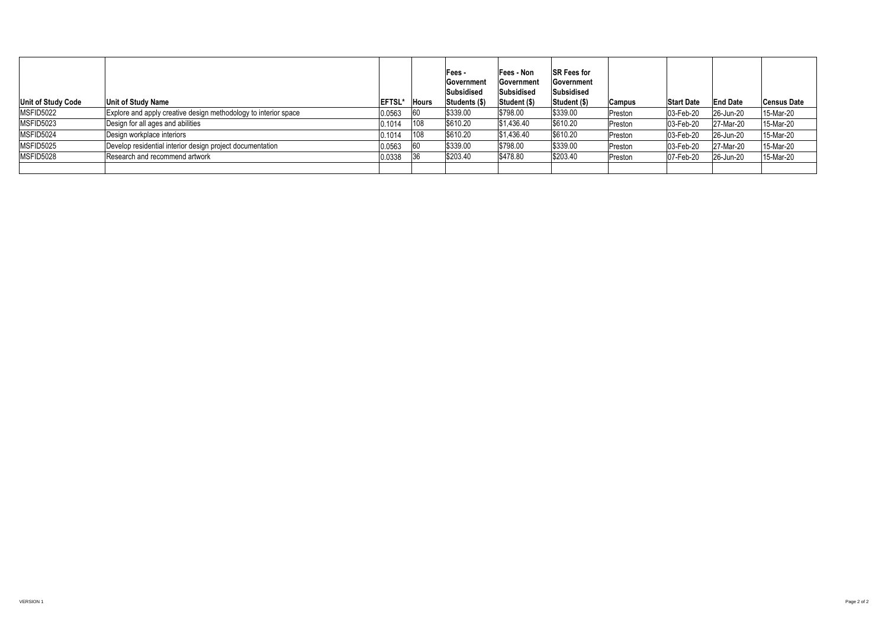| Unit of Study Code | Unit of Study Name | EFTSL* | Hours | Fees - Government Subsidised Students ($) | Fees - Non Government Subsidised Student ($) | SR Fees for Government Subsidised Student ($) | Campus | Start Date | End Date | Census Date |
|---|---|---|---|---|---|---|---|---|---|---|
| MSFID5022 | Explore and apply creative design methodology to interior space | 0.0563 | 60 | $339.00 | $798.00 | $339.00 | Preston | 03-Feb-20 | 26-Jun-20 | 15-Mar-20 |
| MSFID5023 | Design for all ages and abilities | 0.1014 | 108 | $610.20 | $1,436.40 | $610.20 | Preston | 03-Feb-20 | 27-Mar-20 | 15-Mar-20 |
| MSFID5024 | Design workplace interiors | 0.1014 | 108 | $610.20 | $1,436.40 | $610.20 | Preston | 03-Feb-20 | 26-Jun-20 | 15-Mar-20 |
| MSFID5025 | Develop residential interior design project documentation | 0.0563 | 60 | $339.00 | $798.00 | $339.00 | Preston | 03-Feb-20 | 27-Mar-20 | 15-Mar-20 |
| MSFID5028 | Research and recommend artwork | 0.0338 | 36 | $203.40 | $478.80 | $203.40 | Preston | 07-Feb-20 | 26-Jun-20 | 15-Mar-20 |
| | | | | | | | | | | |

VERSION 1